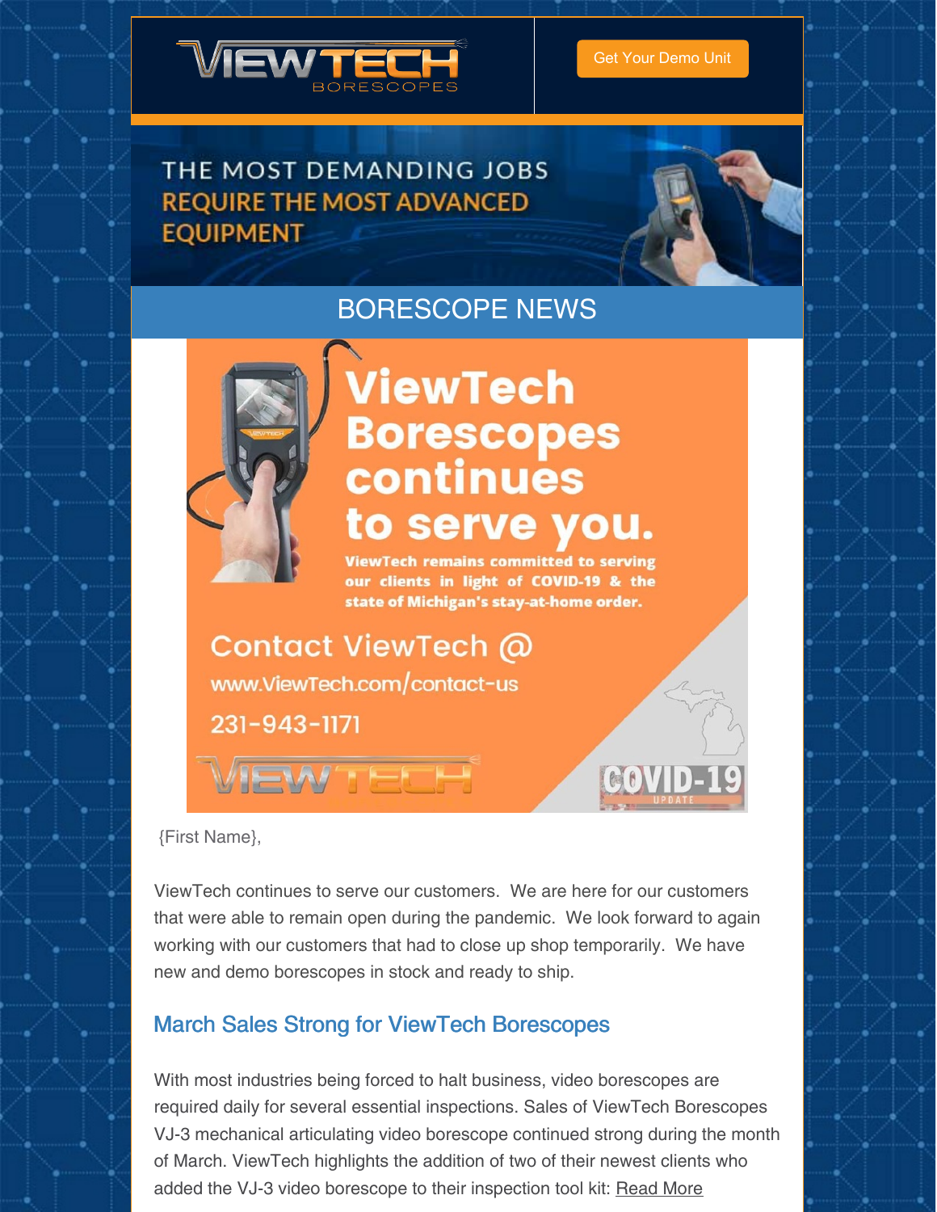VIEWTECH BORESCOPES

Get Your Demo Unit

THE MOST DEMANDING JOBS REQUIRE THE MOST ADVANCED EQUIPMENT

## BORESCOPE NEWS

# ViewTech Borescopes continues to serve you.

**ViewTech remains committed to serving our clients in light of COVID-19 & the state of Michigan's stay-at-home order.**

Contact ViewTech @

www.ViewTech.com/contact-us

231-943-1171

VIEWTECH

COVID-19 UPDATE

{First Name},

ViewTech continues to serve our customers. We are here for our customers that were able to remain open during the pandemic. We look forward to again working with our customers that had to close up shop temporarily. We have new and demo borescopes in stock and ready to ship.

### March Sales Strong for ViewTech Borescopes

With most industries being forced to halt business, video borescopes are required daily for several essential inspections. Sales of ViewTech Borescopes VJ-3 mechanical articulating video borescope continued strong during the month of March. ViewTech highlights the addition of two of their newest clients who added the VJ-3 video borescope to their inspection tool kit: Read More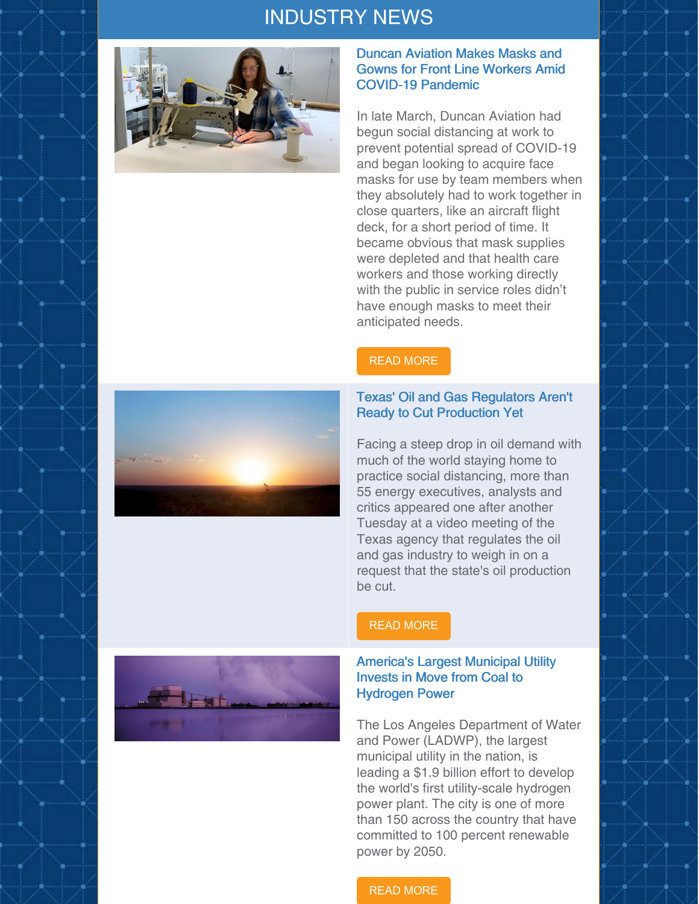# INDUSTRY NEWS

### Duncan Aviation Makes Masks and Gowns for Front Line Workers Amid COVID-19 Pandemic

In late March, Duncan Aviation had begun social distancing at work to prevent potential spread of COVID-19 and began looking to acquire face masks for use by team members when they absolutely had to work together in close quarters, like an aircraft flight deck, for a short period of time. It became obvious that mask supplies were depleted and that health care workers and those working directly with the public in service roles didn't have enough masks to meet their anticipated needs.

READ MORE

### Texas' Oil and Gas Regulators Aren't Ready to Cut Production Yet

Facing a steep drop in oil demand with much of the world staying home to practice social distancing, more than 55 energy executives, analysts and critics appeared one after another Tuesday at a video meeting of the Texas agency that regulates the oil and gas industry to weigh in on a request that the state's oil production be cut.

READ MORE

### America's Largest Municipal Utility Invests in Move from Coal to Hydrogen Power

The Los Angeles Department of Water and Power (LADWP), the largest municipal utility in the nation, is leading a $1.9 billion effort to develop the world's first utility-scale hydrogen power plant. The city is one of more than 150 across the country that have committed to 100 percent renewable power by 2050.

READ MORE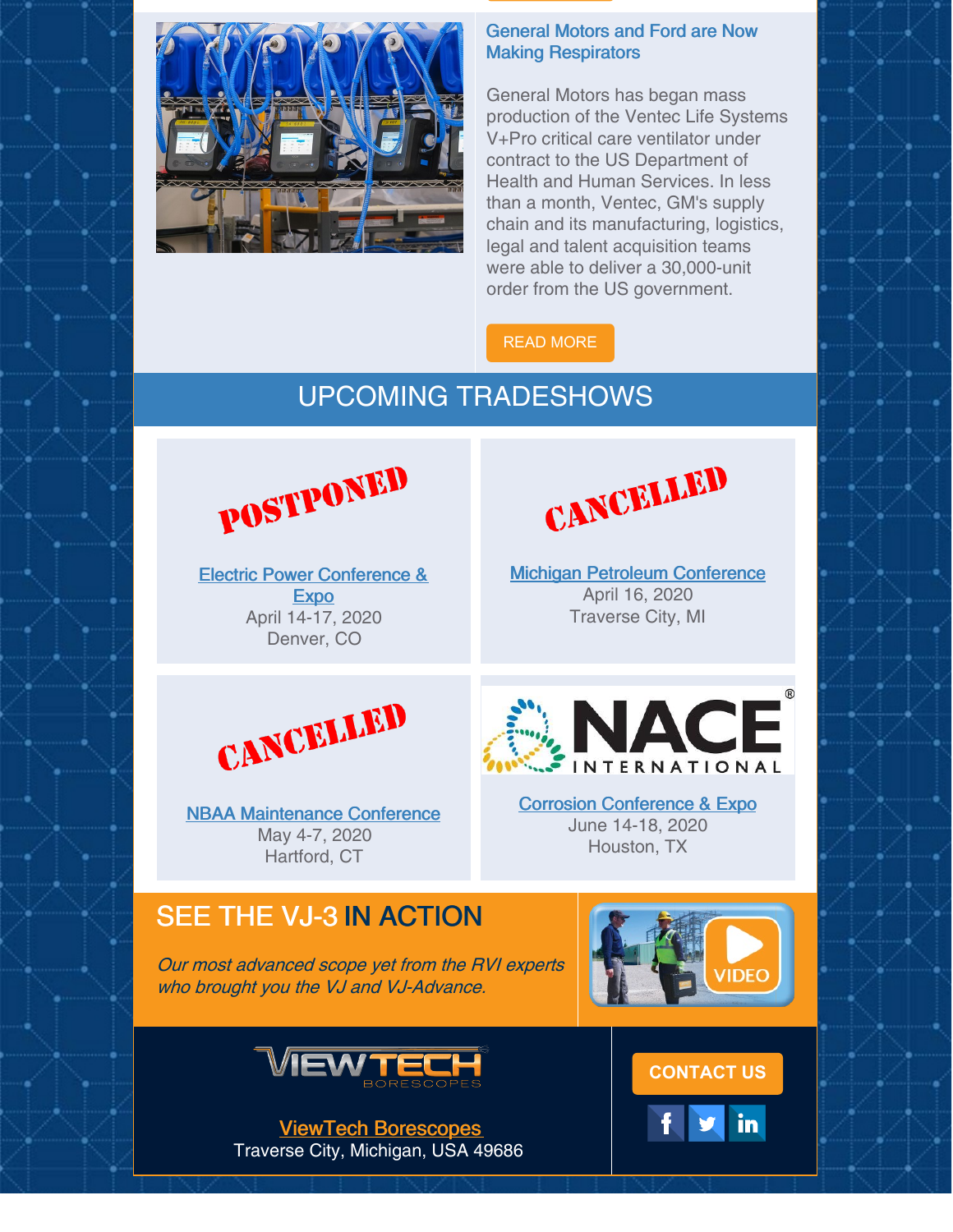### General Motors and Ford are Now Making Respirators

General Motors has began mass production of the Ventec Life Systems V+Pro critical care ventilator under contract to the US Department of Health and Human Services. In less than a month, Ventec, GM's supply chain and its manufacturing, logistics, legal and talent acquisition teams were able to deliver a 30,000-unit order from the US government.

READ MORE

## UPCOMING TRADESHOWS

POSTPONED

Electric Power Conference & Expo
April 14-17, 2020
Denver, CO

CANCELLED

Michigan Petroleum Conference
April 16, 2020
Traverse City, MI

CANCELLED

NBAA Maintenance Conference
May 4-7, 2020
Hartford, CT

NACE INTERNATIONAL

Corrosion Conference & Expo
June 14-18, 2020
Houston, TX

## SEE THE VJ-3 IN ACTION

*Our most advanced scope yet from the RVI experts who brought you the VJ and VJ-Advance.*

VIDEO

VIEWTECH BORESCOPES

ViewTech Borescopes
Traverse City, Michigan, USA 49686

CONTACT US